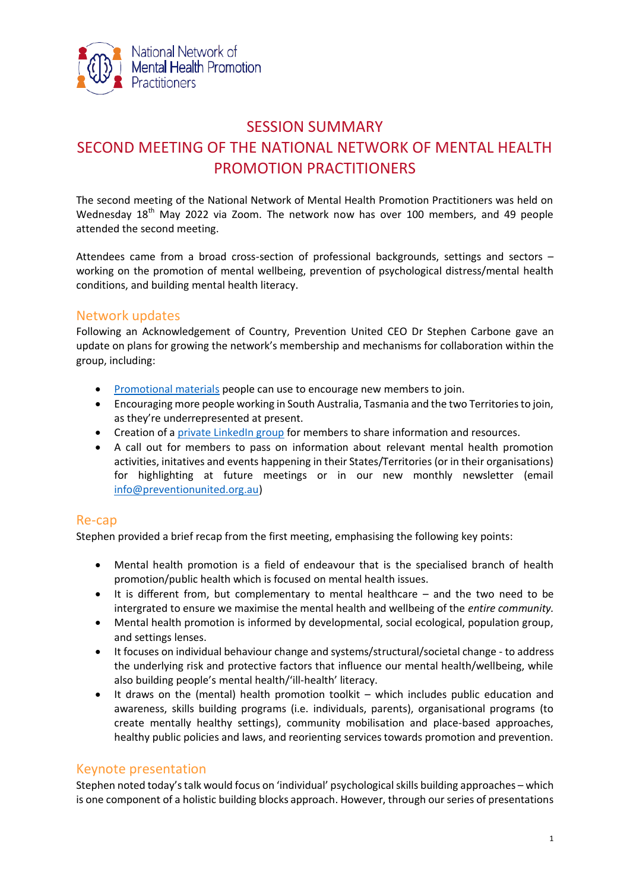# SESSION SUMMARY

# SECOND MEETING OF THE NATIONAL NETWORK OF MENTAL HEALTH PROMOTION PRACTITIONERS

The second meeting of the National Network of Mental Health Promotion Practitioners was held on Wednesday 18th May 2022 via Zoom. The network now has over 100 members, and 49 people attended the second meeting.

Attendees came from a broad cross-section of professional backgrounds, settings and sectors – working on the promotion of mental wellbeing, prevention of psychological distress/mental health conditions, and building mental health literacy.

## Network updates

Following an Acknowledgement of Country, Prevention United CEO Dr Stephen Carbone gave an update on plans for growing the network's membership and mechanisms for collaboration within the group, including:

- Promotional materials people can use to encourage new members to join.
- Encouraging more people working in South Australia, Tasmania and the two Territories to join, as they're underrepresented at present.
- Creation of a private LinkedIn group for members to share information and resources.
- A call out for members to pass on information about relevant mental health promotion activities, initatives and events happening in their States/Territories (or in their organisations) for highlighting at future meetings or in our new monthly newsletter (email info@preventionunited.org.au)

## Re-cap

Stephen provided a brief recap from the first meeting, emphasising the following key points:

- Mental health promotion is a field of endeavour that is the specialised branch of health promotion/public health which is focused on mental health issues.
- It is different from, but complementary to mental healthcare – and the two need to be intergrated to ensure we maximise the mental health and wellbeing of the *entire community.*
- Mental health promotion is informed by developmental, social ecological, population group, and settings lenses.
- It focuses on individual behaviour change and systems/structural/societal change - to address the underlying risk and protective factors that influence our mental health/wellbeing, while also building people's mental health/'ill-health' literacy.
- It draws on the (mental) health promotion toolkit – which includes public education and awareness, skills building programs (i.e. individuals, parents), organisational programs (to create mentally healthy settings), community mobilisation and place-based approaches, healthy public policies and laws, and reorienting services towards promotion and prevention.

## Keynote presentation

Stephen noted today's talk would focus on 'individual' psychological skills building approaches – which is one component of a holistic building blocks approach. However, through our series of presentations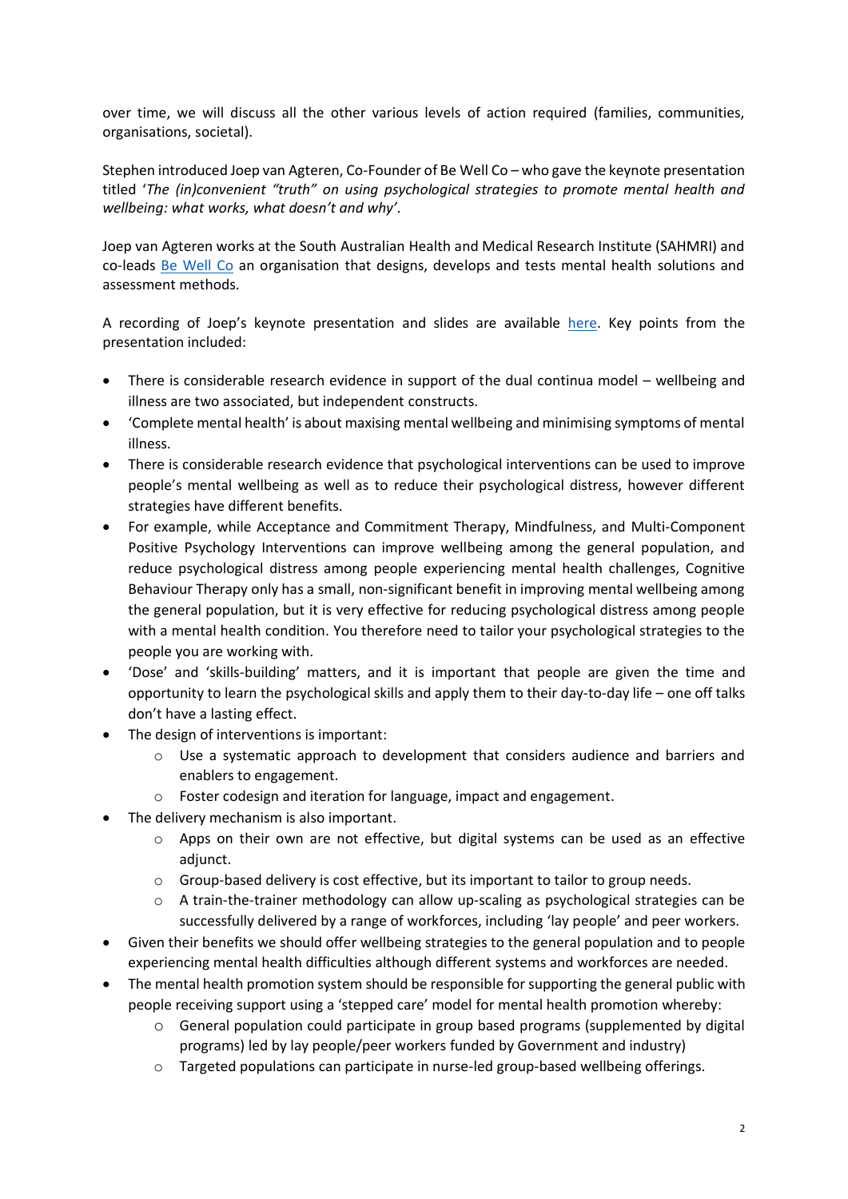over time, we will discuss all the other various levels of action required (families, communities, organisations, societal).

Stephen introduced Joep van Agteren, Co-Founder of Be Well Co – who gave the keynote presentation titled '*The (in)convenient "truth" on using psychological strategies to promote mental health and wellbeing: what works, what doesn't and why'*.

Joep van Agteren works at the South Australian Health and Medical Research Institute (SAHMRI) and co-leads Be Well Co an organisation that designs, develops and tests mental health solutions and assessment methods.

A recording of Joep's keynote presentation and slides are available here. Key points from the presentation included:

- There is considerable research evidence in support of the dual continua model – wellbeing and illness are two associated, but independent constructs.
- 'Complete mental health' is about maxising mental wellbeing and minimising symptoms of mental illness.
- There is considerable research evidence that psychological interventions can be used to improve people's mental wellbeing as well as to reduce their psychological distress, however different strategies have different benefits.
- For example, while Acceptance and Commitment Therapy, Mindfulness, and Multi-Component Positive Psychology Interventions can improve wellbeing among the general population, and reduce psychological distress among people experiencing mental health challenges, Cognitive Behaviour Therapy only has a small, non-significant benefit in improving mental wellbeing among the general population, but it is very effective for reducing psychological distress among people with a mental health condition. You therefore need to tailor your psychological strategies to the people you are working with.
- 'Dose' and 'skills-building' matters, and it is important that people are given the time and opportunity to learn the psychological skills and apply them to their day-to-day life – one off talks don't have a lasting effect.
- The design of interventions is important:
  - Use a systematic approach to development that considers audience and barriers and enablers to engagement.
  - Foster codesign and iteration for language, impact and engagement.
- The delivery mechanism is also important.
  - Apps on their own are not effective, but digital systems can be used as an effective adjunct.
  - Group-based delivery is cost effective, but its important to tailor to group needs.
  - A train-the-trainer methodology can allow up-scaling as psychological strategies can be successfully delivered by a range of workforces, including 'lay people' and peer workers.
- Given their benefits we should offer wellbeing strategies to the general population and to people experiencing mental health difficulties although different systems and workforces are needed.
- The mental health promotion system should be responsible for supporting the general public with people receiving support using a 'stepped care' model for mental health promotion whereby:
  - General population could participate in group based programs (supplemented by digital programs) led by lay people/peer workers funded by Government and industry)
  - Targeted populations can participate in nurse-led group-based wellbeing offerings.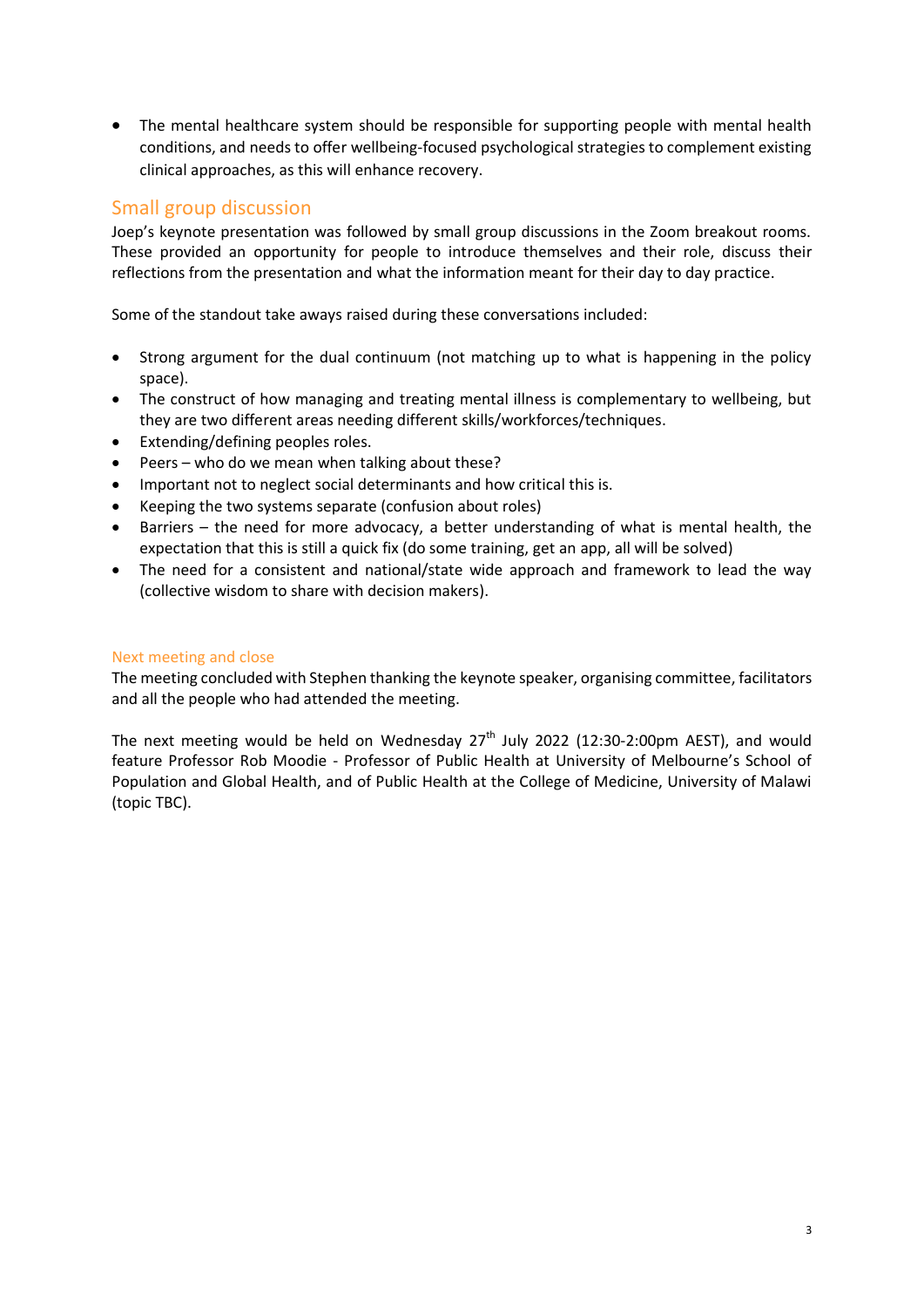- The mental healthcare system should be responsible for supporting people with mental health conditions, and needs to offer wellbeing-focused psychological strategies to complement existing clinical approaches, as this will enhance recovery.

## Small group discussion

Joep's keynote presentation was followed by small group discussions in the Zoom breakout rooms. These provided an opportunity for people to introduce themselves and their role, discuss their reflections from the presentation and what the information meant for their day to day practice.

Some of the standout take aways raised during these conversations included:

- Strong argument for the dual continuum (not matching up to what is happening in the policy space).
- The construct of how managing and treating mental illness is complementary to wellbeing, but they are two different areas needing different skills/workforces/techniques.
- Extending/defining peoples roles.
- Peers – who do we mean when talking about these?
- Important not to neglect social determinants and how critical this is.
- Keeping the two systems separate (confusion about roles)
- Barriers – the need for more advocacy, a better understanding of what is mental health, the expectation that this is still a quick fix (do some training, get an app, all will be solved)
- The need for a consistent and national/state wide approach and framework to lead the way (collective wisdom to share with decision makers).

### Next meeting and close

The meeting concluded with Stephen thanking the keynote speaker, organising committee, facilitators and all the people who had attended the meeting.

The next meeting would be held on Wednesday 27th July 2022 (12:30-2:00pm AEST), and would feature Professor Rob Moodie - Professor of Public Health at University of Melbourne's School of Population and Global Health, and of Public Health at the College of Medicine, University of Malawi (topic TBC).